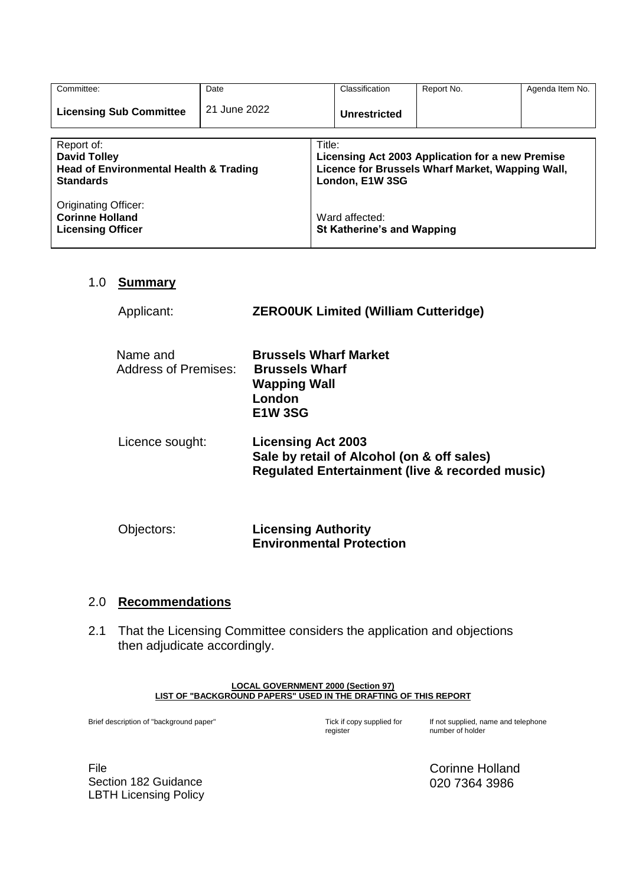| Committee: | Date | Classification | Report No. | Agenda Item No. |
|---|---|---|---|---|
| **Licensing Sub Committee** | 21 June 2022 | **Unrestricted** | | |

| Report of: | Title: |
|---|---|
| **David Tolley**<br>**Head of Environmental Health & Trading Standards** | **Licensing Act 2003 Application for a new Premise Licence for Brussels Wharf Market, Wapping Wall, London, E1W 3SG** |
| Originating Officer:<br>**Corinne Holland**<br>**Licensing Officer** | Ward affected:<br>**St Katherine's and Wapping** |

## 1.0 Summary

Applicant: **ZERO0UK Limited (William Cutteridge)**

Name and Address of Premises: **Brussels Wharf Market**
**Brussels Wharf**
**Wapping Wall**
**London**
**E1W 3SG**

Licence sought: **Licensing Act 2003**
**Sale by retail of Alcohol (on & off sales)**
**Regulated Entertainment (live & recorded music)**

Objectors: **Licensing Authority**
**Environmental Protection**

## 2.0 Recommendations

2.1 That the Licensing Committee considers the application and objections then adjudicate accordingly.

**LOCAL GOVERNMENT 2000 (Section 97)**
**LIST OF "BACKGROUND PAPERS" USED IN THE DRAFTING OF THIS REPORT**

| Brief description of "background paper" | Tick if copy supplied for register | If not supplied, name and telephone number of holder |
|---|---|---|
| File<br>Section 182 Guidance<br>LBTH Licensing Policy | | Corinne Holland<br>020 7364 3986 |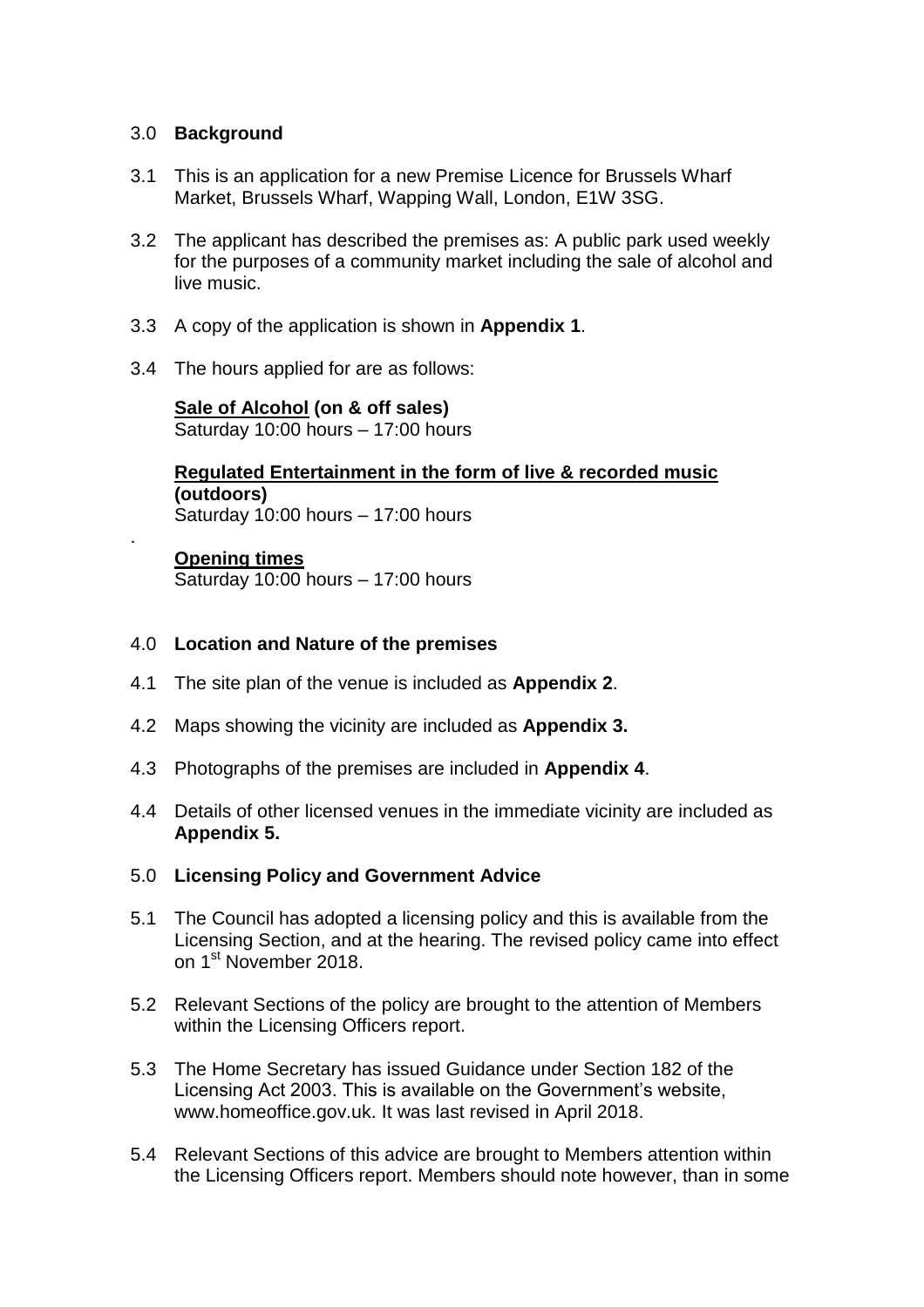## 3.0 **Background**

3.1 This is an application for a new Premise Licence for Brussels Wharf Market, Brussels Wharf, Wapping Wall, London, E1W 3SG.

3.2 The applicant has described the premises as: A public park used weekly for the purposes of a community market including the sale of alcohol and live music.

3.3 A copy of the application is shown in **Appendix 1**.

3.4 The hours applied for are as follows:

**Sale of Alcohol (on & off sales)**
Saturday 10:00 hours – 17:00 hours

**Regulated Entertainment in the form of live & recorded music (outdoors)**
Saturday 10:00 hours – 17:00 hours

.

**Opening times**
Saturday 10:00 hours – 17:00 hours

## 4.0 **Location and Nature of the premises**

4.1 The site plan of the venue is included as **Appendix 2**.

4.2 Maps showing the vicinity are included as **Appendix 3.**

4.3 Photographs of the premises are included in **Appendix 4**.

4.4 Details of other licensed venues in the immediate vicinity are included as **Appendix 5.**

## 5.0 **Licensing Policy and Government Advice**

5.1 The Council has adopted a licensing policy and this is available from the Licensing Section, and at the hearing. The revised policy came into effect on 1st November 2018.

5.2 Relevant Sections of the policy are brought to the attention of Members within the Licensing Officers report.

5.3 The Home Secretary has issued Guidance under Section 182 of the Licensing Act 2003. This is available on the Government's website, www.homeoffice.gov.uk. It was last revised in April 2018.

5.4 Relevant Sections of this advice are brought to Members attention within the Licensing Officers report. Members should note however, than in some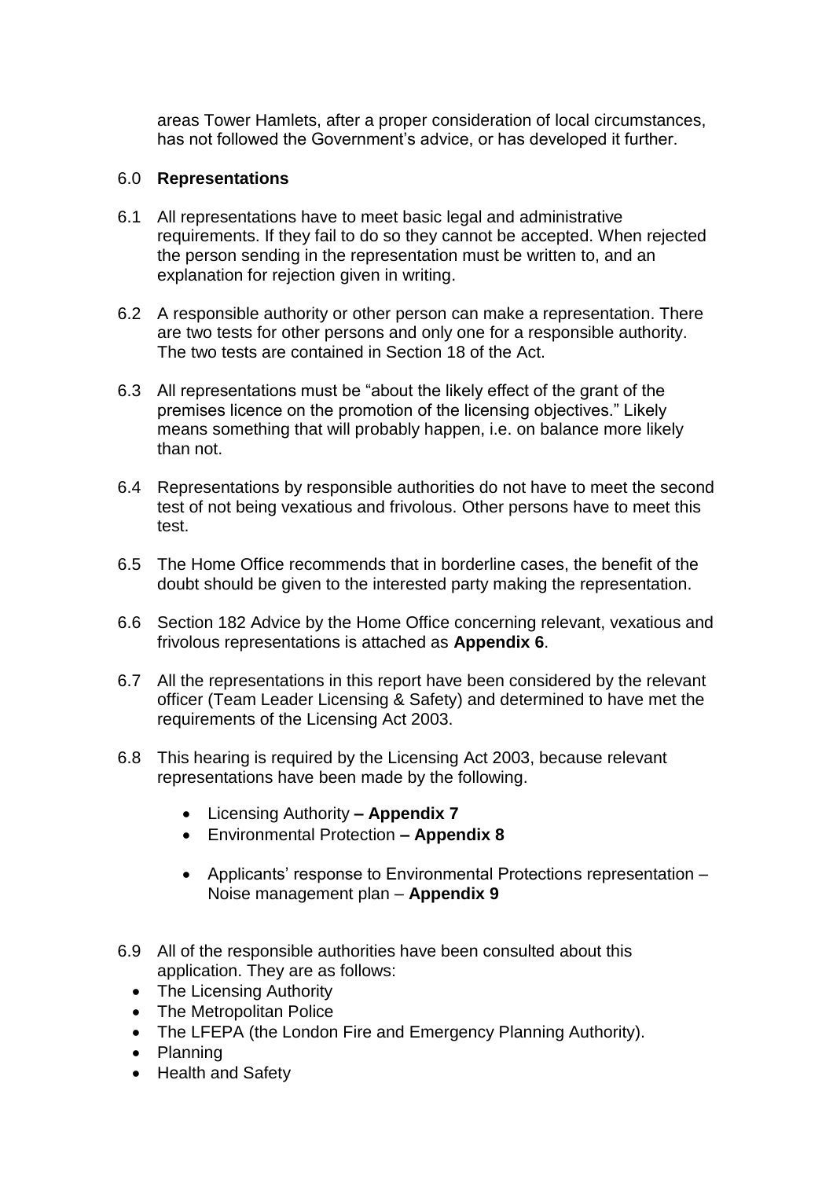areas Tower Hamlets, after a proper consideration of local circumstances, has not followed the Government's advice, or has developed it further.

## 6.0 **Representations**

6.1 All representations have to meet basic legal and administrative requirements. If they fail to do so they cannot be accepted. When rejected the person sending in the representation must be written to, and an explanation for rejection given in writing.

6.2 A responsible authority or other person can make a representation. There are two tests for other persons and only one for a responsible authority. The two tests are contained in Section 18 of the Act.

6.3 All representations must be "about the likely effect of the grant of the premises licence on the promotion of the licensing objectives." Likely means something that will probably happen, i.e. on balance more likely than not.

6.4 Representations by responsible authorities do not have to meet the second test of not being vexatious and frivolous. Other persons have to meet this test.

6.5 The Home Office recommends that in borderline cases, the benefit of the doubt should be given to the interested party making the representation.

6.6 Section 182 Advice by the Home Office concerning relevant, vexatious and frivolous representations is attached as **Appendix 6**.

6.7 All the representations in this report have been considered by the relevant officer (Team Leader Licensing & Safety) and determined to have met the requirements of the Licensing Act 2003.

6.8 This hearing is required by the Licensing Act 2003, because relevant representations have been made by the following.

- Licensing Authority **– Appendix 7**
- Environmental Protection **– Appendix 8**
- Applicants' response to Environmental Protections representation – Noise management plan – **Appendix 9**

6.9 All of the responsible authorities have been consulted about this application. They are as follows:

- The Licensing Authority
- The Metropolitan Police
- The LFEPA (the London Fire and Emergency Planning Authority).
- Planning
- Health and Safety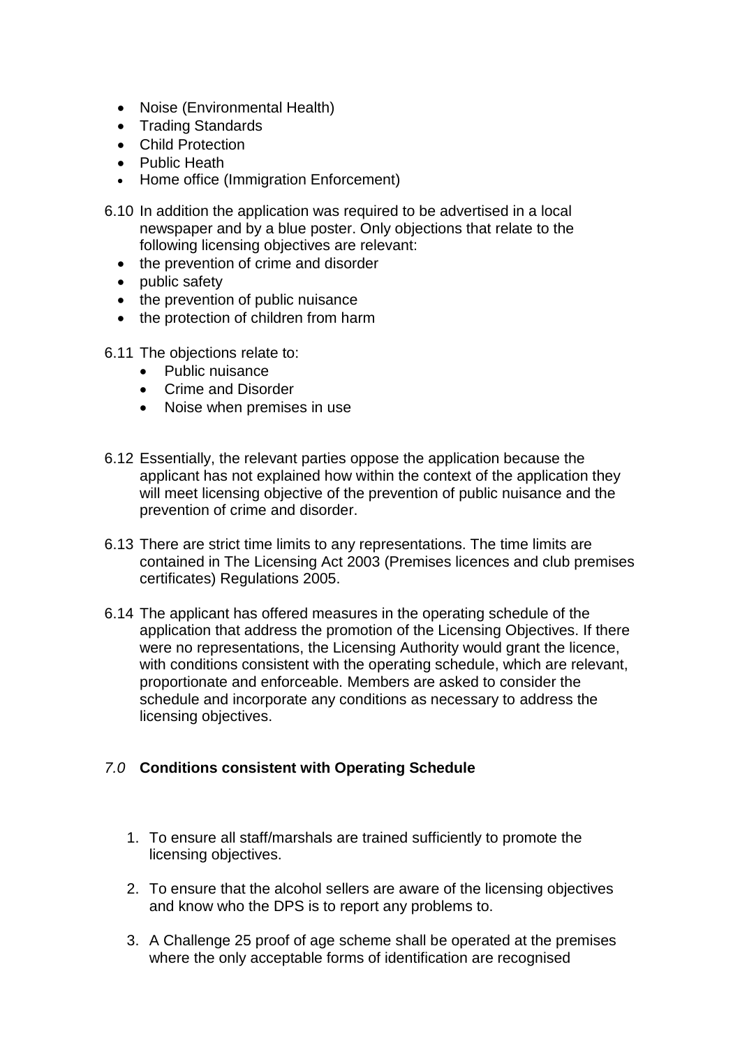- Noise (Environmental Health)
- Trading Standards
- Child Protection
- Public Heath
- Home office (Immigration Enforcement)

6.10 In addition the application was required to be advertised in a local newspaper and by a blue poster. Only objections that relate to the following licensing objectives are relevant:

- the prevention of crime and disorder
- public safety
- the prevention of public nuisance
- the protection of children from harm

6.11 The objections relate to:

- Public nuisance
- Crime and Disorder
- Noise when premises in use

6.12 Essentially, the relevant parties oppose the application because the applicant has not explained how within the context of the application they will meet licensing objective of the prevention of public nuisance and the prevention of crime and disorder.

6.13 There are strict time limits to any representations. The time limits are contained in The Licensing Act 2003 (Premises licences and club premises certificates) Regulations 2005.

6.14 The applicant has offered measures in the operating schedule of the application that address the promotion of the Licensing Objectives. If there were no representations, the Licensing Authority would grant the licence, with conditions consistent with the operating schedule, which are relevant, proportionate and enforceable. Members are asked to consider the schedule and incorporate any conditions as necessary to address the licensing objectives.

## *7.0* **Conditions consistent with Operating Schedule**

1. To ensure all staff/marshals are trained sufficiently to promote the licensing objectives.

2. To ensure that the alcohol sellers are aware of the licensing objectives and know who the DPS is to report any problems to.

3. A Challenge 25 proof of age scheme shall be operated at the premises where the only acceptable forms of identification are recognised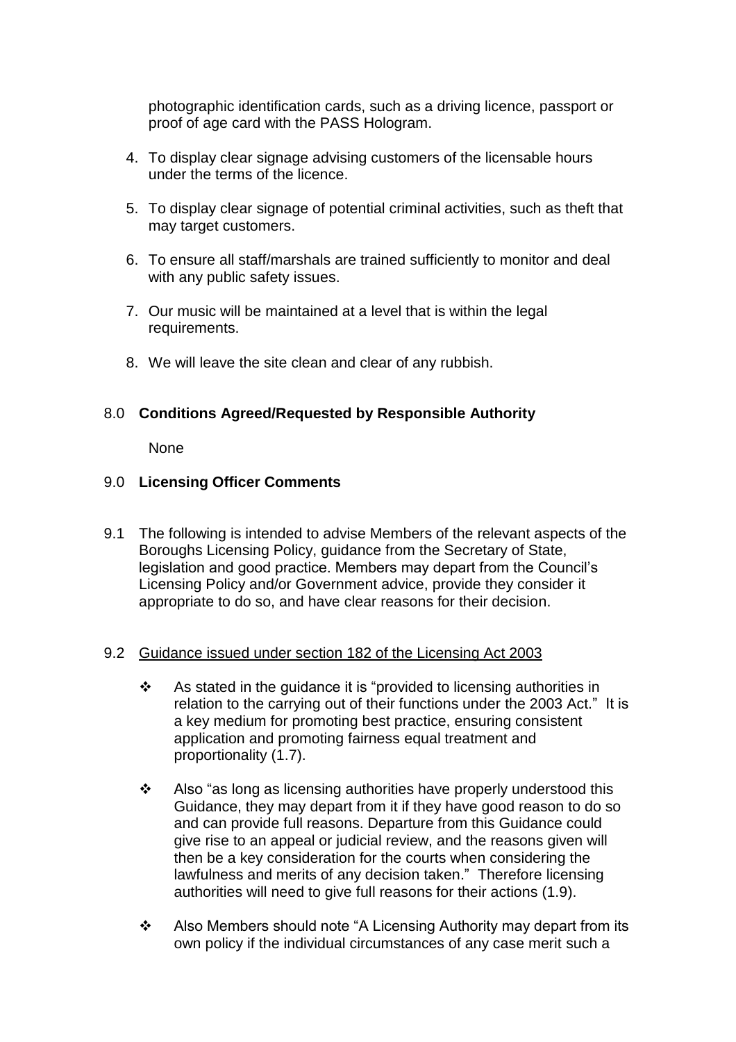photographic identification cards, such as a driving licence, passport or proof of age card with the PASS Hologram.

4. To display clear signage advising customers of the licensable hours under the terms of the licence.
5. To display clear signage of potential criminal activities, such as theft that may target customers.
6. To ensure all staff/marshals are trained sufficiently to monitor and deal with any public safety issues.
7. Our music will be maintained at a level that is within the legal requirements.
8. We will leave the site clean and clear of any rubbish.

## 8.0 Conditions Agreed/Requested by Responsible Authority

None

## 9.0 Licensing Officer Comments

9.1 The following is intended to advise Members of the relevant aspects of the Boroughs Licensing Policy, guidance from the Secretary of State, legislation and good practice. Members may depart from the Council's Licensing Policy and/or Government advice, provide they consider it appropriate to do so, and have clear reasons for their decision.

9.2 Guidance issued under section 182 of the Licensing Act 2003

- As stated in the guidance it is "provided to licensing authorities in relation to the carrying out of their functions under the 2003 Act." It is a key medium for promoting best practice, ensuring consistent application and promoting fairness equal treatment and proportionality (1.7).
- Also "as long as licensing authorities have properly understood this Guidance, they may depart from it if they have good reason to do so and can provide full reasons. Departure from this Guidance could give rise to an appeal or judicial review, and the reasons given will then be a key consideration for the courts when considering the lawfulness and merits of any decision taken." Therefore licensing authorities will need to give full reasons for their actions (1.9).
- Also Members should note "A Licensing Authority may depart from its own policy if the individual circumstances of any case merit such a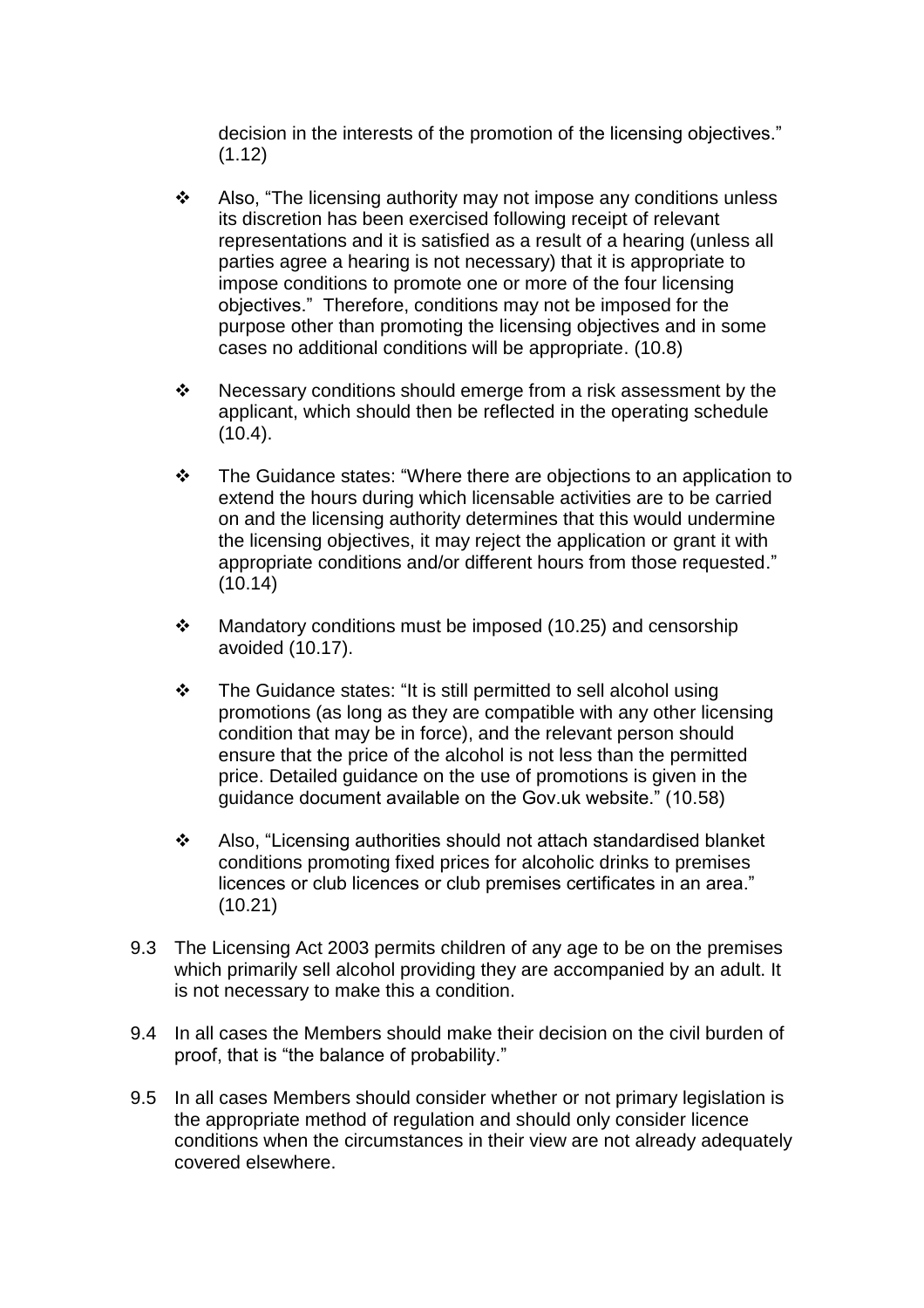decision in the interests of the promotion of the licensing objectives." (1.12)

- Also, "The licensing authority may not impose any conditions unless its discretion has been exercised following receipt of relevant representations and it is satisfied as a result of a hearing (unless all parties agree a hearing is not necessary) that it is appropriate to impose conditions to promote one or more of the four licensing objectives." Therefore, conditions may not be imposed for the purpose other than promoting the licensing objectives and in some cases no additional conditions will be appropriate. (10.8)

- Necessary conditions should emerge from a risk assessment by the applicant, which should then be reflected in the operating schedule (10.4).

- The Guidance states: "Where there are objections to an application to extend the hours during which licensable activities are to be carried on and the licensing authority determines that this would undermine the licensing objectives, it may reject the application or grant it with appropriate conditions and/or different hours from those requested." (10.14)

- Mandatory conditions must be imposed (10.25) and censorship avoided (10.17).

- The Guidance states: "It is still permitted to sell alcohol using promotions (as long as they are compatible with any other licensing condition that may be in force), and the relevant person should ensure that the price of the alcohol is not less than the permitted price. Detailed guidance on the use of promotions is given in the guidance document available on the Gov.uk website." (10.58)

- Also, "Licensing authorities should not attach standardised blanket conditions promoting fixed prices for alcoholic drinks to premises licences or club licences or club premises certificates in an area." (10.21)

9.3 The Licensing Act 2003 permits children of any age to be on the premises which primarily sell alcohol providing they are accompanied by an adult. It is not necessary to make this a condition.

9.4 In all cases the Members should make their decision on the civil burden of proof, that is "the balance of probability."

9.5 In all cases Members should consider whether or not primary legislation is the appropriate method of regulation and should only consider licence conditions when the circumstances in their view are not already adequately covered elsewhere.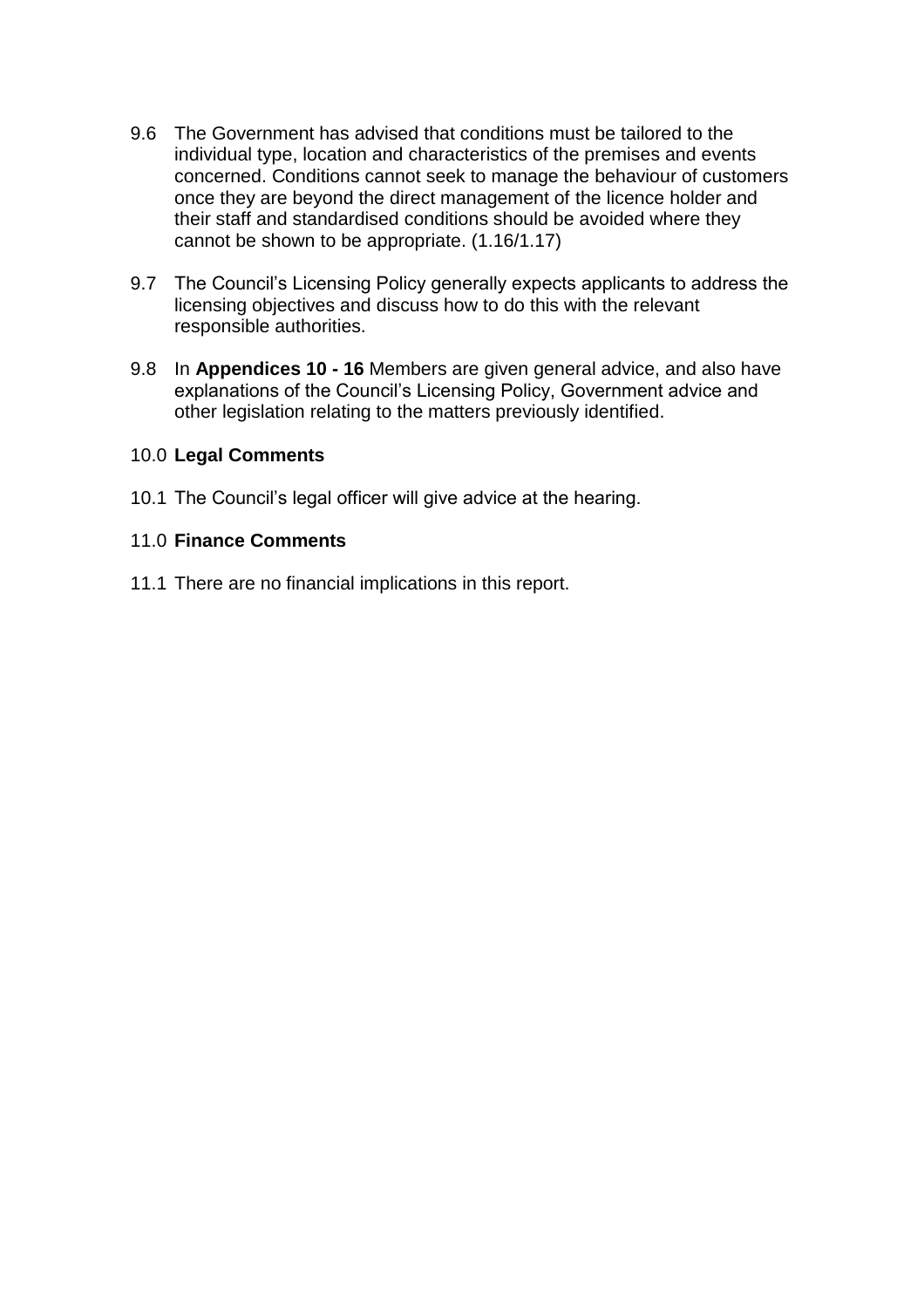9.6 The Government has advised that conditions must be tailored to the individual type, location and characteristics of the premises and events concerned. Conditions cannot seek to manage the behaviour of customers once they are beyond the direct management of the licence holder and their staff and standardised conditions should be avoided where they cannot be shown to be appropriate. (1.16/1.17)

9.7 The Council's Licensing Policy generally expects applicants to address the licensing objectives and discuss how to do this with the relevant responsible authorities.

9.8 In **Appendices 10 - 16** Members are given general advice, and also have explanations of the Council's Licensing Policy, Government advice and other legislation relating to the matters previously identified.

## 10.0 Legal Comments

10.1 The Council's legal officer will give advice at the hearing.

## 11.0 Finance Comments

11.1 There are no financial implications in this report.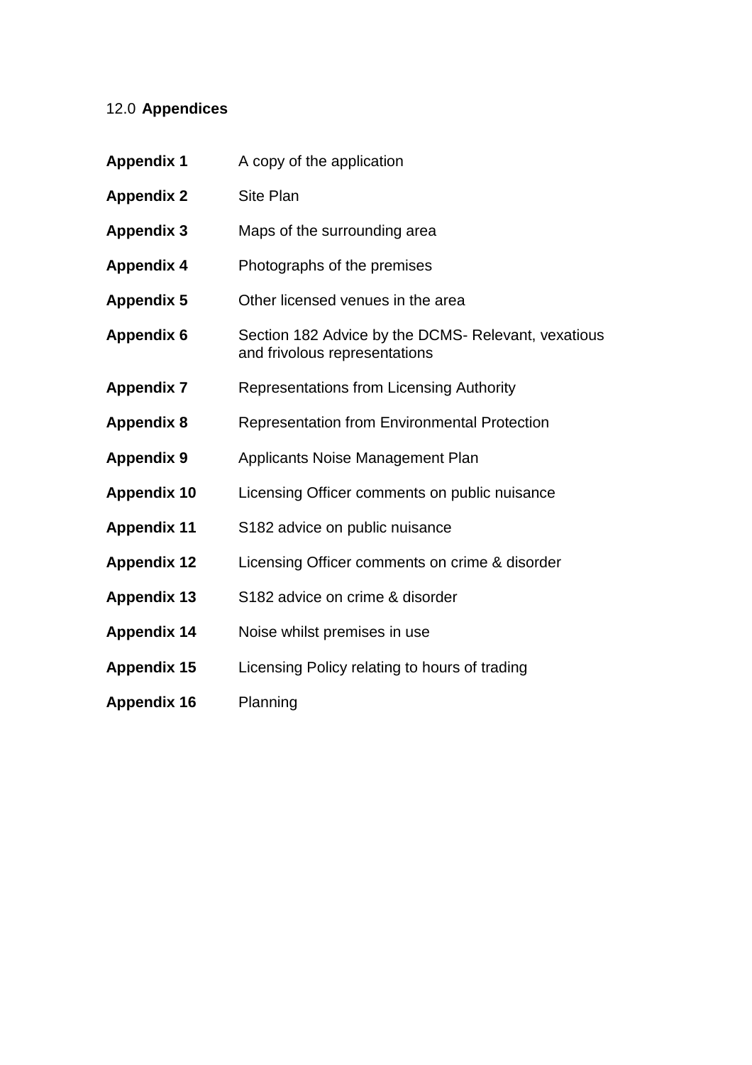## 12.0 **Appendices**

| | |
|---|---|
| **Appendix 1** | A copy of the application |
| **Appendix 2** | Site Plan |
| **Appendix 3** | Maps of the surrounding area |
| **Appendix 4** | Photographs of the premises |
| **Appendix 5** | Other licensed venues in the area |
| **Appendix 6** | Section 182 Advice by the DCMS- Relevant, vexatious and frivolous representations |
| **Appendix 7** | Representations from Licensing Authority |
| **Appendix 8** | Representation from Environmental Protection |
| **Appendix 9** | Applicants Noise Management Plan |
| **Appendix 10** | Licensing Officer comments on public nuisance |
| **Appendix 11** | S182 advice on public nuisance |
| **Appendix 12** | Licensing Officer comments on crime & disorder |
| **Appendix 13** | S182 advice on crime & disorder |
| **Appendix 14** | Noise whilst premises in use |
| **Appendix 15** | Licensing Policy relating to hours of trading |
| **Appendix 16** | Planning |